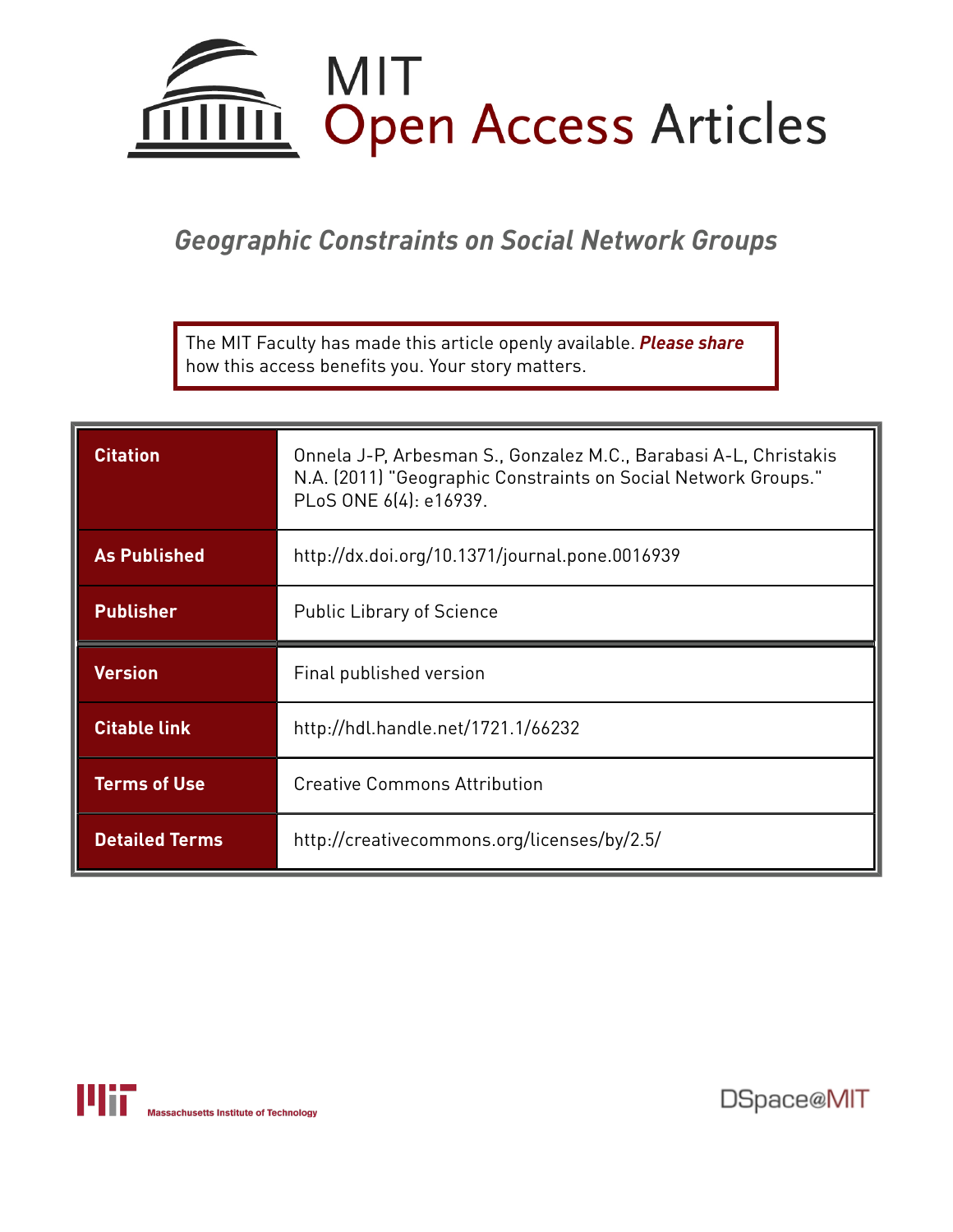MIT
Open Access Articles

# Geographic Constraints on Social Network Groups

The MIT Faculty has made this article openly available. ***Please share*** how this access benefits you. Your story matters.

| | |
|---|---|
| **Citation** | Onnela J-P, Arbesman S., Gonzalez M.C., Barabasi A-L, Christakis N.A. (2011) "Geographic Constraints on Social Network Groups." PLoS ONE 6(4): e16939. |
| **As Published** | http://dx.doi.org/10.1371/journal.pone.0016939 |
| **Publisher** | Public Library of Science |
| **Version** | Final published version |
| **Citable link** | http://hdl.handle.net/1721.1/66232 |
| **Terms of Use** | Creative Commons Attribution |
| **Detailed Terms** | http://creativecommons.org/licenses/by/2.5/ |

Massachusetts Institute of Technology

DSpace@MIT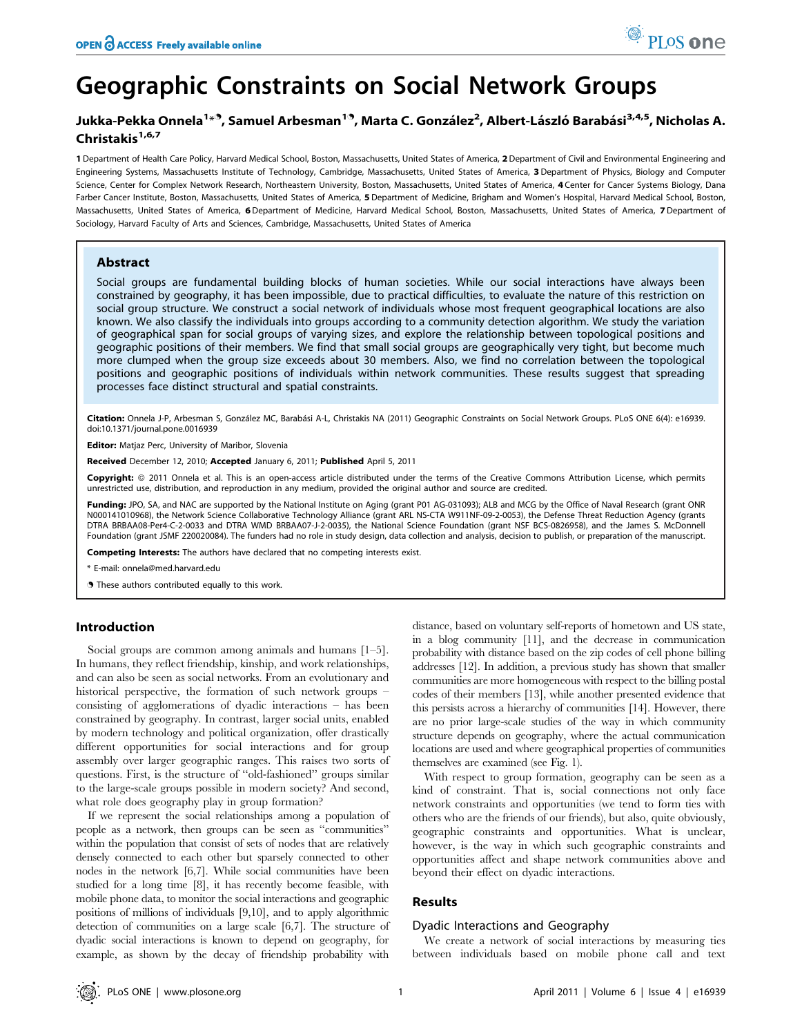# Geographic Constraints on Social Network Groups

**Jukka-Pekka Onnela[1]\*, Samuel Arbesman[1], Marta C. González[2], Albert-László Barabási[3,4,5], Nicholas A. Christakis[1,6,7]**

1 Department of Health Care Policy, Harvard Medical School, Boston, Massachusetts, United States of America, 2 Department of Civil and Environmental Engineering and Engineering Systems, Massachusetts Institute of Technology, Cambridge, Massachusetts, United States of America, 3 Department of Physics, Biology and Computer Science, Center for Complex Network Research, Northeastern University, Boston, Massachusetts, United States of America, 4 Center for Cancer Systems Biology, Dana Farber Cancer Institute, Boston, Massachusetts, United States of America, 5 Department of Medicine, Brigham and Women's Hospital, Harvard Medical School, Boston, Massachusetts, United States of America, 6 Department of Medicine, Harvard Medical School, Boston, Massachusetts, United States of America, 7 Department of Sociology, Harvard Faculty of Arts and Sciences, Cambridge, Massachusetts, United States of America

## Abstract

Social groups are fundamental building blocks of human societies. While our social interactions have always been constrained by geography, it has been impossible, due to practical difficulties, to evaluate the nature of this restriction on social group structure. We construct a social network of individuals whose most frequent geographical locations are also known. We also classify the individuals into groups according to a community detection algorithm. We study the variation of geographical span for social groups of varying sizes, and explore the relationship between topological positions and geographic positions of their members. We find that small social groups are geographically very tight, but become much more clumped when the group size exceeds about 30 members. Also, we find no correlation between the topological positions and geographic positions of individuals within network communities. These results suggest that spreading processes face distinct structural and spatial constraints.

**Citation:** Onnela J-P, Arbesman S, González MC, Barabási A-L, Christakis NA (2011) Geographic Constraints on Social Network Groups. PLoS ONE 6(4): e16939. doi:10.1371/journal.pone.0016939

**Editor:** Matjaz Perc, University of Maribor, Slovenia

**Received** December 12, 2010; **Accepted** January 6, 2011; **Published** April 5, 2011

**Copyright:** © 2011 Onnela et al. This is an open-access article distributed under the terms of the Creative Commons Attribution License, which permits unrestricted use, distribution, and reproduction in any medium, provided the original author and source are credited.

**Funding:** JPO, SA, and NAC are supported by the National Institute on Aging (grant P01 AG-031093); ALB and MCG by the Office of Naval Research (grant ONR N000141010968), the Network Science Collaborative Technology Alliance (grant ARL NS-CTA W911NF-09-2-0053), the Defense Threat Reduction Agency (grants DTRA BRBAA08-Per4-C-2-0033 and DTRA WMD BRBAA07-J-2-0035), the National Science Foundation (grant NSF BCS-0826958), and the James S. McDonnell Foundation (grant JSMF 220020084). The funders had no role in study design, data collection and analysis, decision to publish, or preparation of the manuscript.

**Competing Interests:** The authors have declared that no competing interests exist.

\* E-mail: onnela@med.harvard.edu

These authors contributed equally to this work.

## Introduction

Social groups are common among animals and humans [1–5]. In humans, they reflect friendship, kinship, and work relationships, and can also be seen as social networks. From an evolutionary and historical perspective, the formation of such network groups – consisting of agglomerations of dyadic interactions – has been constrained by geography. In contrast, larger social units, enabled by modern technology and political organization, offer drastically different opportunities for social interactions and for group assembly over larger geographic ranges. This raises two sorts of questions. First, is the structure of "old-fashioned" groups similar to the large-scale groups possible in modern society? And second, what role does geography play in group formation?

If we represent the social relationships among a population of people as a network, then groups can be seen as "communities" within the population that consist of sets of nodes that are relatively densely connected to each other but sparsely connected to other nodes in the network [6,7]. While social communities have been studied for a long time [8], it has recently become feasible, with mobile phone data, to monitor the social interactions and geographic positions of millions of individuals [9,10], and to apply algorithmic detection of communities on a large scale [6,7]. The structure of dyadic social interactions is known to depend on geography, for example, as shown by the decay of friendship probability with distance, based on voluntary self-reports of hometown and US state, in a blog community [11], and the decrease in communication probability with distance based on the zip codes of cell phone billing addresses [12]. In addition, a previous study has shown that smaller communities are more homogeneous with respect to the billing postal codes of their members [13], while another presented evidence that this persists across a hierarchy of communities [14]. However, there are no prior large-scale studies of the way in which community structure depends on geography, where the actual communication locations are used and where geographical properties of communities themselves are examined (see Fig. 1).

With respect to group formation, geography can be seen as a kind of constraint. That is, social connections not only face network constraints and opportunities (we tend to form ties with others who are the friends of our friends), but also, quite obviously, geographic constraints and opportunities. What is unclear, however, is the way in which such geographic constraints and opportunities affect and shape network communities above and beyond their effect on dyadic interactions.

## Results

### Dyadic Interactions and Geography

We create a network of social interactions by measuring ties between individuals based on mobile phone call and text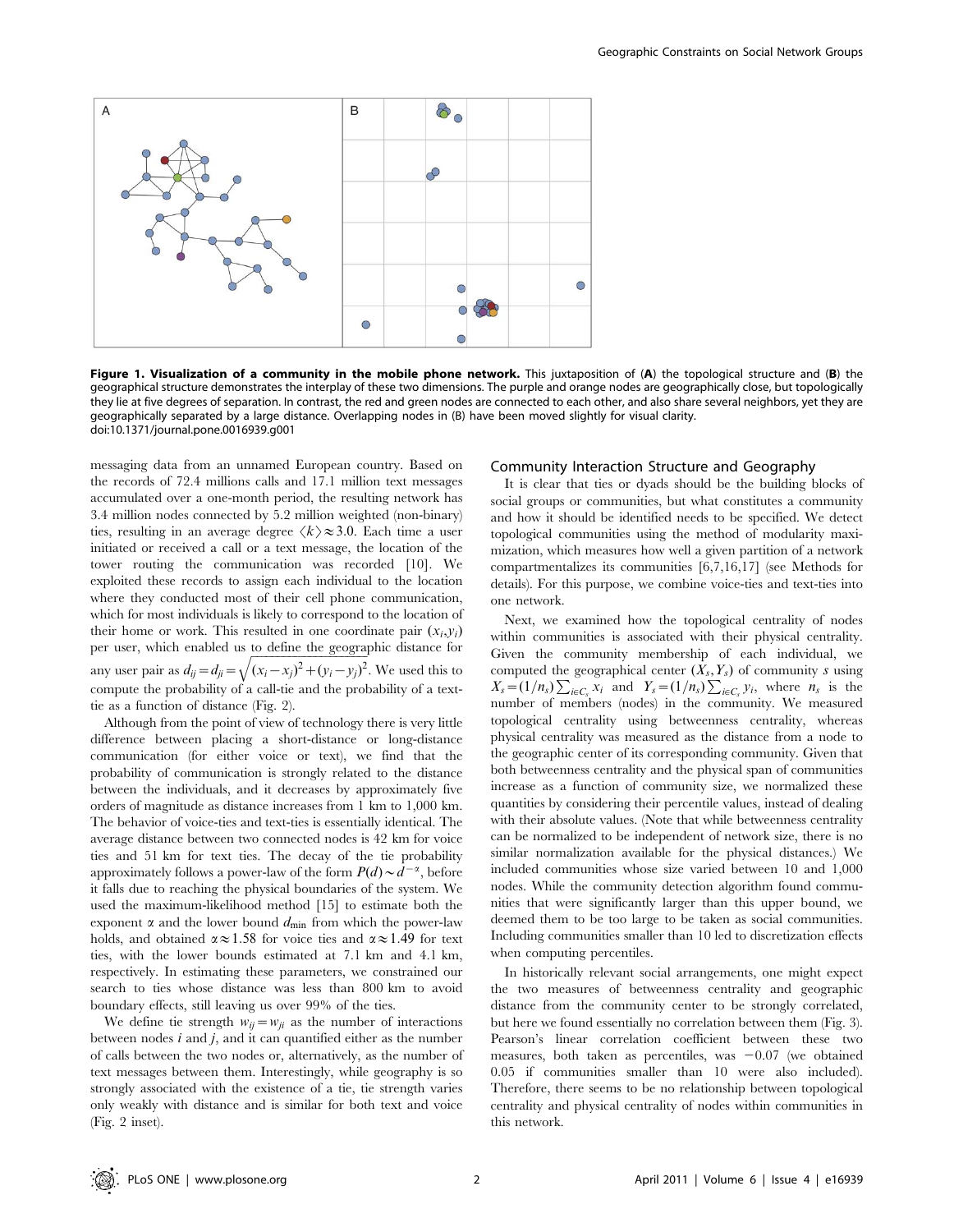**Figure 1. Visualization of a community in the mobile phone network.** This juxtaposition of (**A**) the topological structure and (**B**) the geographical structure demonstrates the interplay of these two dimensions. The purple and orange nodes are geographically close, but topologically they lie at five degrees of separation. In contrast, the red and green nodes are connected to each other, and also share several neighbors, yet they are geographically separated by a large distance. Overlapping nodes in (B) have been moved slightly for visual clarity.
doi:10.1371/journal.pone.0016939.g001

messaging data from an unnamed European country. Based on the records of 72.4 millions calls and 17.1 million text messages accumulated over a one-month period, the resulting network has 3.4 million nodes connected by 5.2 million weighted (non-binary) ties, resulting in an average degree $\langle k \rangle \approx 3.0$. Each time a user initiated or received a call or a text message, the location of the tower routing the communication was recorded [10]. We exploited these records to assign each individual to the location where they conducted most of their cell phone communication, which for most individuals is likely to correspond to the location of their home or work. This resulted in one coordinate pair $(x_i, y_i)$ per user, which enabled us to define the geographic distance for any user pair as $d_{ij} = d_{ji} = \sqrt{(x_i - x_j)^2 + (y_i - y_j)^2}$. We used this to compute the probability of a call-tie and the probability of a text-tie as a function of distance (Fig. 2).

Although from the point of view of technology there is very little difference between placing a short-distance or long-distance communication (for either voice or text), we find that the probability of communication is strongly related to the distance between the individuals, and it decreases by approximately five orders of magnitude as distance increases from 1 km to 1,000 km. The behavior of voice-ties and text-ties is essentially identical. The average distance between two connected nodes is 42 km for voice ties and 51 km for text ties. The decay of the tie probability approximately follows a power-law of the form $P(d) \sim d^{-\alpha}$, before it falls due to reaching the physical boundaries of the system. We used the maximum-likelihood method [15] to estimate both the exponent $\alpha$ and the lower bound $d_{\min}$ from which the power-law holds, and obtained $\alpha \approx 1.58$ for voice ties and $\alpha \approx 1.49$ for text ties, with the lower bounds estimated at 7.1 km and 4.1 km, respectively. In estimating these parameters, we constrained our search to ties whose distance was less than 800 km to avoid boundary effects, still leaving us over 99% of the ties.

We define tie strength $w_{ij} = w_{ji}$ as the number of interactions between nodes $i$ and $j$, and it can quantified either as the number of calls between the two nodes or, alternatively, as the number of text messages between them. Interestingly, while geography is so strongly associated with the existence of a tie, tie strength varies only weakly with distance and is similar for both text and voice (Fig. 2 inset).

## Community Interaction Structure and Geography

It is clear that ties or dyads should be the building blocks of social groups or communities, but what constitutes a community and how it should be identified needs to be specified. We detect topological communities using the method of modularity maximization, which measures how well a given partition of a network compartmentalizes its communities [6,7,16,17] (see Methods for details). For this purpose, we combine voice-ties and text-ties into one network.

Next, we examined how the topological centrality of nodes within communities is associated with their physical centrality. Given the community membership of each individual, we computed the geographical center $(X_s, Y_s)$ of community $s$ using $X_s = (1/n_s) \sum_{i \in C_s} x_i$ and $Y_s = (1/n_s) \sum_{i \in C_s} y_i$, where $n_s$ is the number of members (nodes) in the community. We measured topological centrality using betweenness centrality, whereas physical centrality was measured as the distance from a node to the geographic center of its corresponding community. Given that both betweenness centrality and the physical span of communities increase as a function of community size, we normalized these quantities by considering their percentile values, instead of dealing with their absolute values. (Note that while betweenness centrality can be normalized to be independent of network size, there is no similar normalization available for the physical distances.) We included communities whose size varied between 10 and 1,000 nodes. While the community detection algorithm found communities that were significantly larger than this upper bound, we deemed them to be too large to be taken as social communities. Including communities smaller than 10 led to discretization effects when computing percentiles.

In historically relevant social arrangements, one might expect the two measures of betweenness centrality and geographic distance from the community center to be strongly correlated, but here we found essentially no correlation between them (Fig. 3). Pearson's linear correlation coefficient between these two measures, both taken as percentiles, was $-0.07$ (we obtained 0.05 if communities smaller than 10 were also included). Therefore, there seems to be no relationship between topological centrality and physical centrality of nodes within communities in this network.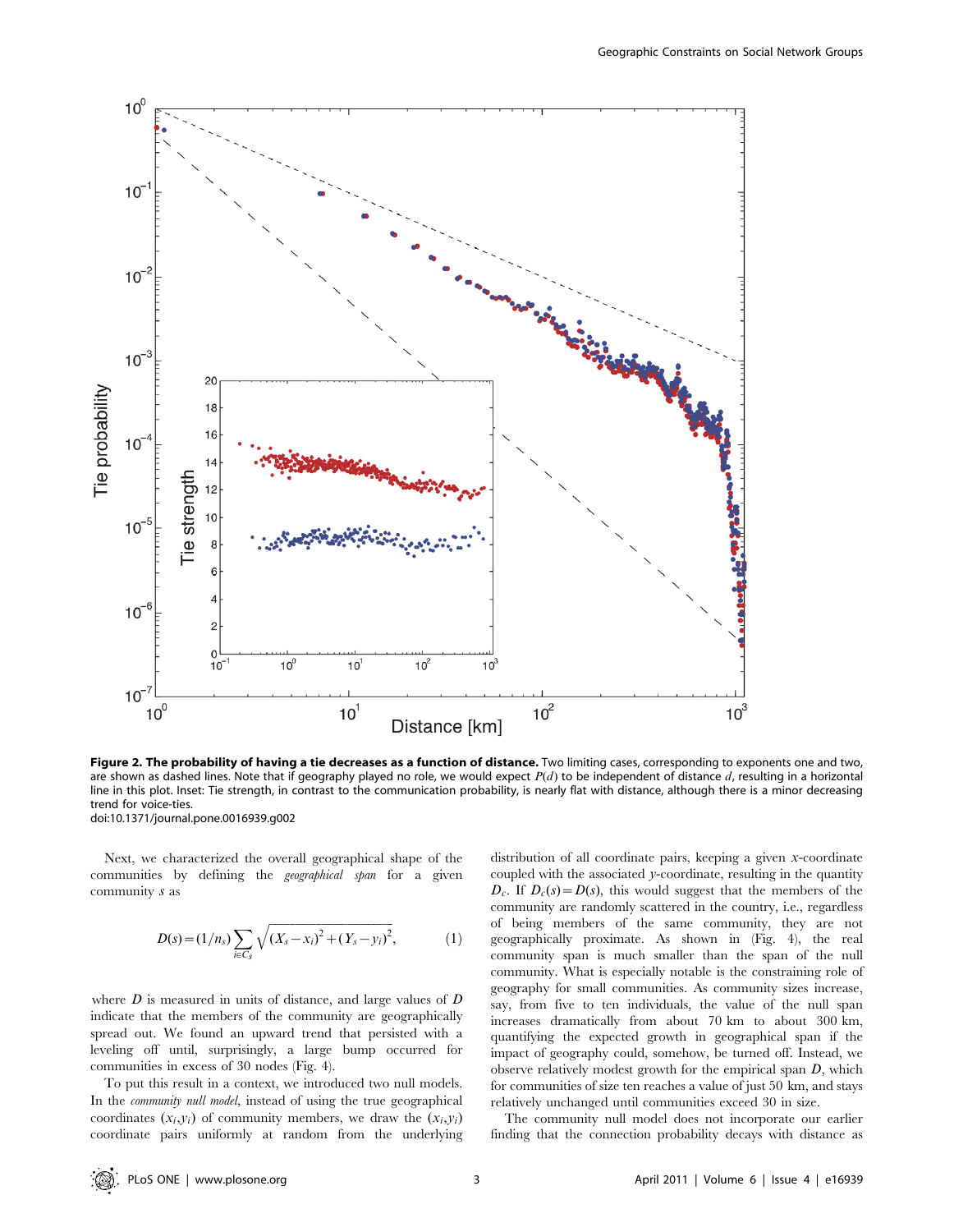**Figure 2. The probability of having a tie decreases as a function of distance.** Two limiting cases, corresponding to exponents one and two, are shown as dashed lines. Note that if geography played no role, we would expect $P(d)$ to be independent of distance $d$, resulting in a horizontal line in this plot. Inset: Tie strength, in contrast to the communication probability, is nearly flat with distance, although there is a minor decreasing trend for voice-ties.
doi:10.1371/journal.pone.0016939.g002

Next, we characterized the overall geographical shape of the communities by defining the *geographical span* for a given community $s$ as

$$D(s) = (1/n_s) \sum_{i \in C_s} \sqrt{(X_s - x_i)^2 + (Y_s - y_i)^2}, \quad (1)$$

where $D$ is measured in units of distance, and large values of $D$ indicate that the members of the community are geographically spread out. We found an upward trend that persisted with a leveling off until, surprisingly, a large bump occurred for communities in excess of 30 nodes (Fig. 4).

To put this result in a context, we introduced two null models. In the *community null model*, instead of using the true geographical coordinates $(x_i, y_i)$ of community members, we draw the $(x_i, y_i)$ coordinate pairs uniformly at random from the underlying distribution of all coordinate pairs, keeping a given $x$-coordinate coupled with the associated $y$-coordinate, resulting in the quantity $D_c$. If $D_c(s) = D(s)$, this would suggest that the members of the community are randomly scattered in the country, i.e., regardless of being members of the same community, they are not geographically proximate. As shown in (Fig. 4), the real community span is much smaller than the span of the null community. What is especially notable is the constraining role of geography for small communities. As community sizes increase, say, from five to ten individuals, the value of the null span increases dramatically from about 70 km to about 300 km, quantifying the expected growth in geographical span if the impact of geography could, somehow, be turned off. Instead, we observe relatively modest growth for the empirical span $D$, which for communities of size ten reaches a value of just 50 km, and stays relatively unchanged until communities exceed 30 in size.

The community null model does not incorporate our earlier finding that the connection probability decays with distance as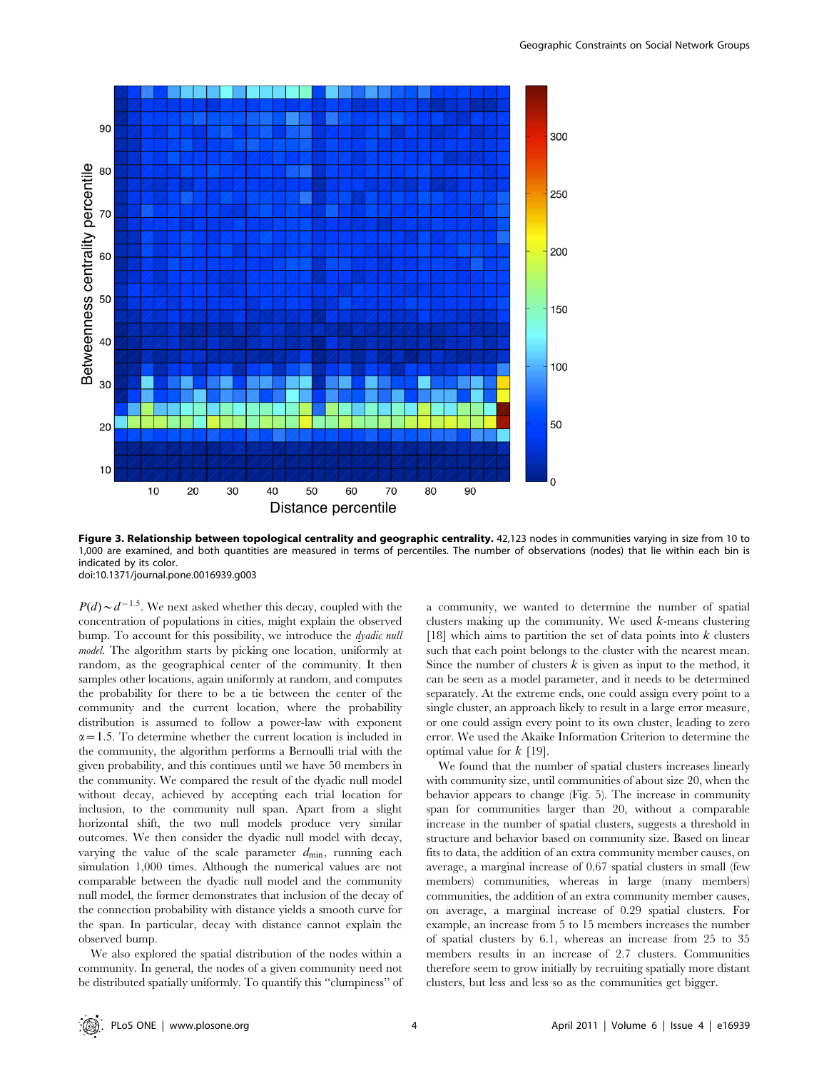**Figure 3. Relationship between topological centrality and geographic centrality.** 42,123 nodes in communities varying in size from 10 to 1,000 are examined, and both quantities are measured in terms of percentiles. The number of observations (nodes) that lie within each bin is indicated by its color.
doi:10.1371/journal.pone.0016939.g003

$P(d) \sim d^{-1.5}$. We next asked whether this decay, coupled with the concentration of populations in cities, might explain the observed bump. To account for this possibility, we introduce the *dyadic null model*. The algorithm starts by picking one location, uniformly at random, as the geographical center of the community. It then samples other locations, again uniformly at random, and computes the probability for there to be a tie between the center of the community and the current location, where the probability distribution is assumed to follow a power-law with exponent $\alpha = 1.5$. To determine whether the current location is included in the community, the algorithm performs a Bernoulli trial with the given probability, and this continues until we have 50 members in the community. We compared the result of the dyadic null model without decay, achieved by accepting each trial location for inclusion, to the community null span. Apart from a slight horizontal shift, the two null models produce very similar outcomes. We then consider the dyadic null model with decay, varying the value of the scale parameter $d_{\min}$, running each simulation 1,000 times. Although the numerical values are not comparable between the dyadic null model and the community null model, the former demonstrates that inclusion of the decay of the connection probability with distance yields a smooth curve for the span. In particular, decay with distance cannot explain the observed bump.

We also explored the spatial distribution of the nodes within a community. In general, the nodes of a given community need not be distributed spatially uniformly. To quantify this "clumpiness" of a community, we wanted to determine the number of spatial clusters making up the community. We used $k$-means clustering [18] which aims to partition the set of data points into $k$ clusters such that each point belongs to the cluster with the nearest mean. Since the number of clusters $k$ is given as input to the method, it can be seen as a model parameter, and it needs to be determined separately. At the extreme ends, one could assign every point to a single cluster, an approach likely to result in a large error measure, or one could assign every point to its own cluster, leading to zero error. We used the Akaike Information Criterion to determine the optimal value for $k$ [19].

We found that the number of spatial clusters increases linearly with community size, until communities of about size 20, when the behavior appears to change (Fig. 5). The increase in community span for communities larger than 20, without a comparable increase in the number of spatial clusters, suggests a threshold in structure and behavior based on community size. Based on linear fits to data, the addition of an extra community member causes, on average, a marginal increase of 0.67 spatial clusters in small (few members) communities, whereas in large (many members) communities, the addition of an extra community member causes, on average, a marginal increase of 0.29 spatial clusters. For example, an increase from 5 to 15 members increases the number of spatial clusters by 6.1, whereas an increase from 25 to 35 members results in an increase of 2.7 clusters. Communities therefore seem to grow initially by recruiting spatially more distant clusters, but less and less so as the communities get bigger.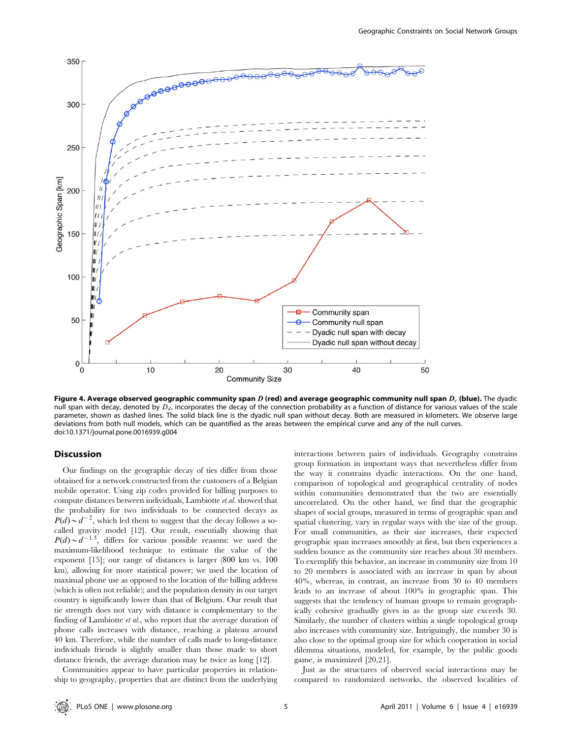**Figure 4. Average observed geographic community span $D$ (red) and average geographic community null span $D_c$ (blue).** The dyadic null span with decay, denoted by $D_d$, incorporates the decay of the connection probability as a function of distance for various values of the scale parameter, shown as dashed lines. The solid black line is the dyadic null span without decay. Both are measured in kilometers. We observe large deviations from both null models, which can be quantified as the areas between the empirical curve and any of the null curves.
doi:10.1371/journal.pone.0016939.g004

## Discussion

Our findings on the geographic decay of ties differ from those obtained for a network constructed from the customers of a Belgian mobile operator. Using zip codes provided for billing purposes to compute distances between individuals, Lambiotte *et al.* showed that the probability for two individuals to be connected decays as $P(d) \sim d^{-2}$, which led them to suggest that the decay follows a so-called gravity model [12]. Our result, essentially showing that $P(d) \sim d^{-1.5}$, differs for various possible reasons: we used the maximum-likelihood technique to estimate the value of the exponent [15]; our range of distances is larger (800 km vs. 100 km), allowing for more statistical power; we used the location of maximal phone use as opposed to the location of the billing address (which is often not reliable); and the population density in our target country is significantly lower than that of Belgium. Our result that tie strength does not vary with distance is complementary to the finding of Lambiotte *et al.*, who report that the average duration of phone calls increases with distance, reaching a plateau around 40 km. Therefore, while the number of calls made to long-distance individuals friends is slightly smaller than those made to short distance friends, the average duration may be twice as long [12].

Communities appear to have particular properties in relationship to geography, properties that are distinct from the underlying interactions between pairs of individuals. Geography constrains group formation in important ways that nevertheless differ from the way it constrains dyadic interactions. On the one hand, comparison of topological and geographical centrality of nodes within communities demonstrated that the two are essentially uncorrelated. On the other hand, we find that the geographic shapes of social groups, measured in terms of geographic span and spatial clustering, vary in regular ways with the size of the group. For small communities, as their size increases, their expected geographic span increases smoothly at first, but then experiences a sudden bounce as the community size reaches about 30 members. To exemplify this behavior, an increase in community size from 10 to 20 members is associated with an increase in span by about 40%, whereas, in contrast, an increase from 30 to 40 members leads to an increase of about 100% in geographic span. This suggests that the tendency of human groups to remain geographically cohesive gradually gives in as the group size exceeds 30. Similarly, the number of clusters within a single topological group also increases with community size. Intriguingly, the number 30 is also close to the optimal group size for which cooperation in social dilemma situations, modeled, for example, by the public goods game, is maximized [20,21].

Just as the structures of observed social interactions may be compared to randomized networks, the observed localities of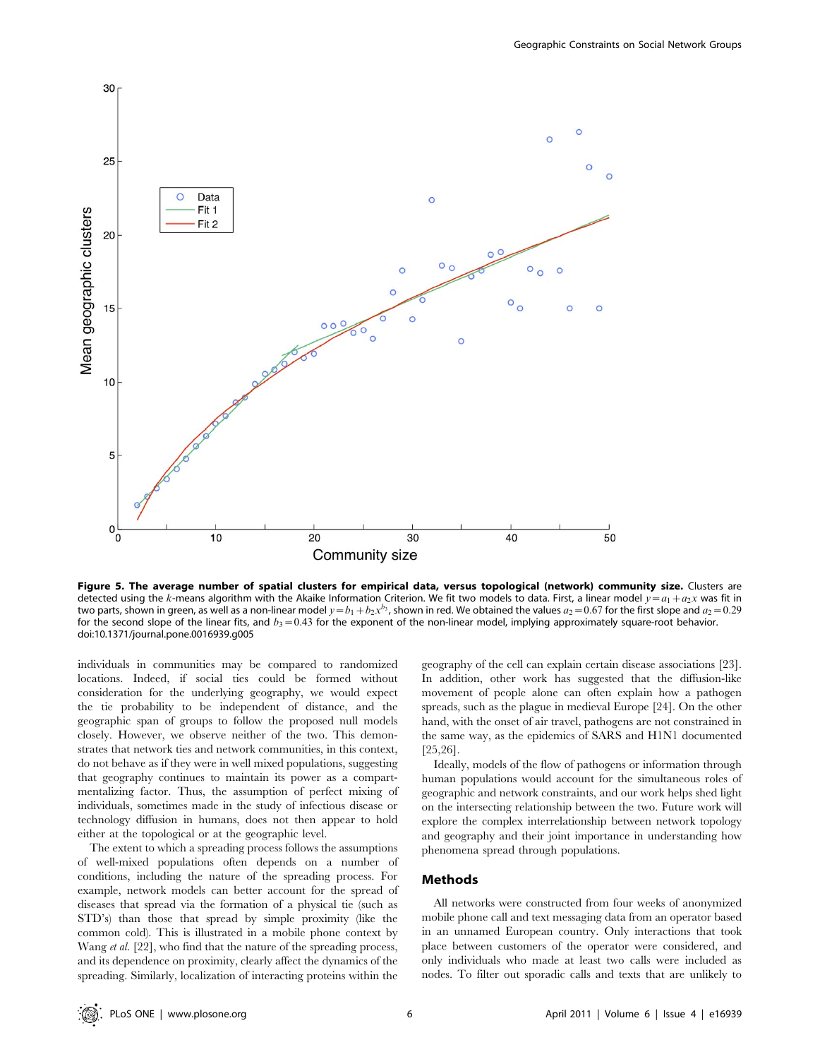30
25
20
15
10
5
0
0
10
20
30
40
50

Mean geographic clusters

Community size

Data
Fit 1
Fit 2

**Figure 5. The average number of spatial clusters for empirical data, versus topological (network) community size.** Clusters are detected using the *k*-means algorithm with the Akaike Information Criterion. We fit two models to data. First, a linear model $y = a_1 + a_2 x$ was fit in two parts, shown in green, as well as a non-linear model $y = b_1 + b_2 x^{b_3}$, shown in red. We obtained the values $a_2 = 0.67$ for the first slope and $a_2 = 0.29$ for the second slope of the linear fits, and $b_3 = 0.43$ for the exponent of the non-linear model, implying approximately square-root behavior.
doi:10.1371/journal.pone.0016939.g005

individuals in communities may be compared to randomized locations. Indeed, if social ties could be formed without consideration for the underlying geography, we would expect the tie probability to be independent of distance, and the geographic span of groups to follow the proposed null models closely. However, we observe neither of the two. This demonstrates that network ties and network communities, in this context, do not behave as if they were in well mixed populations, suggesting that geography continues to maintain its power as a compartmentalizing factor. Thus, the assumption of perfect mixing of individuals, sometimes made in the study of infectious disease or technology diffusion in humans, does not then appear to hold either at the topological or at the geographic level.

The extent to which a spreading process follows the assumptions of well-mixed populations often depends on a number of conditions, including the nature of the spreading process. For example, network models can better account for the spread of diseases that spread via the formation of a physical tie (such as STD's) than those that spread by simple proximity (like the common cold). This is illustrated in a mobile phone context by Wang *et al.* [22], who find that the nature of the spreading process, and its dependence on proximity, clearly affect the dynamics of the spreading. Similarly, localization of interacting proteins within the geography of the cell can explain certain disease associations [23]. In addition, other work has suggested that the diffusion-like movement of people alone can often explain how a pathogen spreads, such as the plague in medieval Europe [24]. On the other hand, with the onset of air travel, pathogens are not constrained in the same way, as the epidemics of SARS and H1N1 documented [25,26].

Ideally, models of the flow of pathogens or information through human populations would account for the simultaneous roles of geographic and network constraints, and our work helps shed light on the intersecting relationship between the two. Future work will explore the complex interrelationship between network topology and geography and their joint importance in understanding how phenomena spread through populations.

## Methods

All networks were constructed from four weeks of anonymized mobile phone call and text messaging data from an operator based in an unnamed European country. Only interactions that took place between customers of the operator were considered, and only individuals who made at least two calls were included as nodes. To filter out sporadic calls and texts that are unlikely to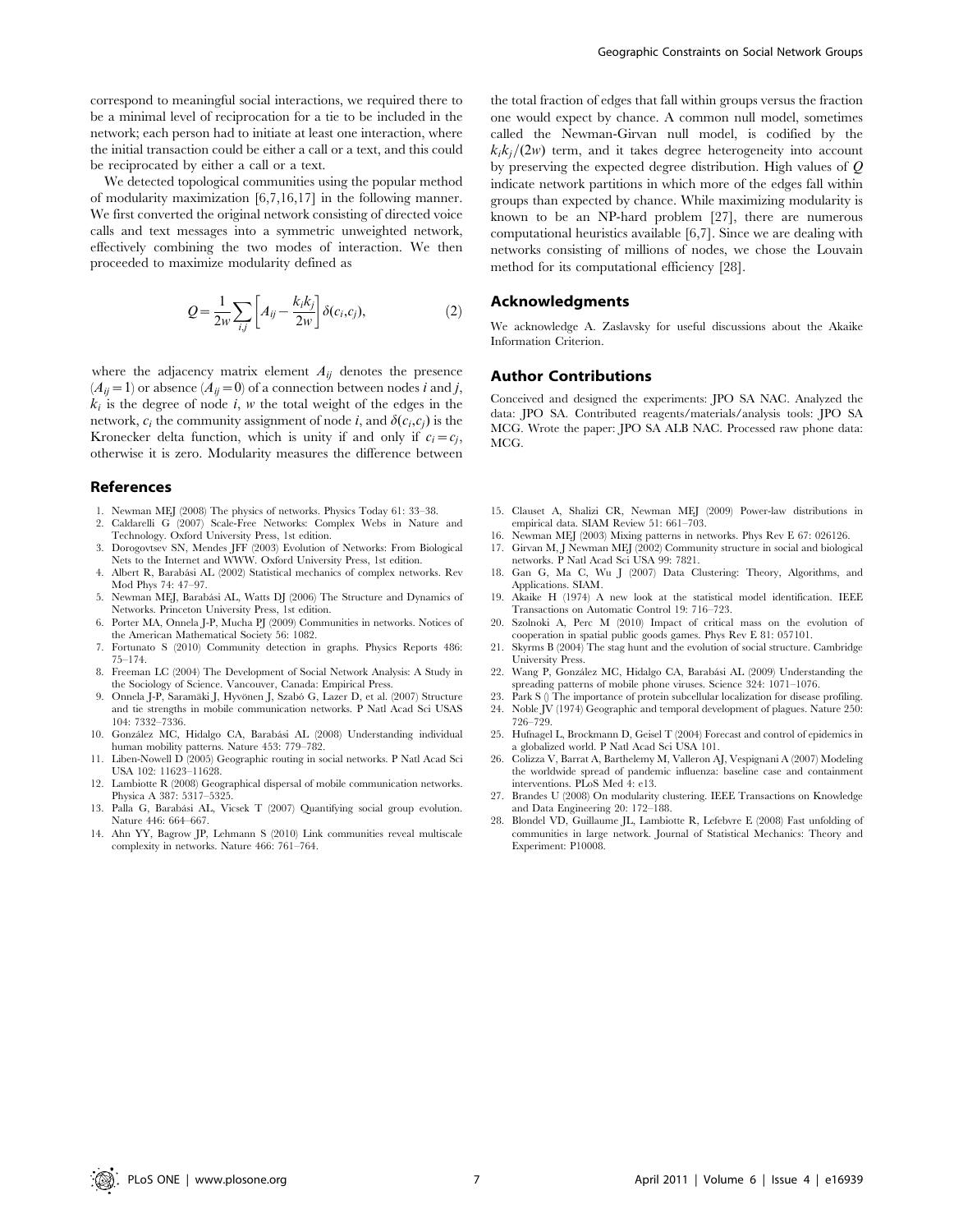correspond to meaningful social interactions, we required there to be a minimal level of reciprocation for a tie to be included in the network; each person had to initiate at least one interaction, where the initial transaction could be either a call or a text, and this could be reciprocated by either a call or a text.

We detected topological communities using the popular method of modularity maximization [6,7,16,17] in the following manner. We first converted the original network consisting of directed voice calls and text messages into a symmetric unweighted network, effectively combining the two modes of interaction. We then proceeded to maximize modularity defined as

$$Q = \frac{1}{2w} \sum_{i,j} \left[ A_{ij} - \frac{k_i k_j}{2w} \right] \delta(c_i, c_j), \tag{2}$$

where the adjacency matrix element $A_{ij}$ denotes the presence ($A_{ij}=1$) or absence ($A_{ij}=0$) of a connection between nodes $i$ and $j$, $k_i$ is the degree of node $i$, $w$ the total weight of the edges in the network, $c_i$ the community assignment of node $i$, and $\delta(c_i, c_j)$ is the Kronecker delta function, which is unity if and only if $c_i = c_j$, otherwise it is zero. Modularity measures the difference between the total fraction of edges that fall within groups versus the fraction one would expect by chance. A common null model, sometimes called the Newman-Girvan null model, is codified by the $k_i k_j/(2w)$ term, and it takes degree heterogeneity into account by preserving the expected degree distribution. High values of $Q$ indicate network partitions in which more of the edges fall within groups than expected by chance. While maximizing modularity is known to be an NP-hard problem [27], there are numerous computational heuristics available [6,7]. Since we are dealing with networks consisting of millions of nodes, we chose the Louvain method for its computational efficiency [28].

## Acknowledgments

We acknowledge A. Zaslavsky for useful discussions about the Akaike Information Criterion.

## Author Contributions

Conceived and designed the experiments: JPO SA NAC. Analyzed the data: JPO SA. Contributed reagents/materials/analysis tools: JPO SA MCG. Wrote the paper: JPO SA ALB NAC. Processed raw phone data: MCG.

## References

1. Newman MEJ (2008) The physics of networks. Physics Today 61: 33–38.
2. Caldarelli G (2007) Scale-Free Networks: Complex Webs in Nature and Technology. Oxford University Press, 1st edition.
3. Dorogovtsev SN, Mendes JFF (2003) Evolution of Networks: From Biological Nets to the Internet and WWW. Oxford University Press, 1st edition.
4. Albert R, Barabási AL (2002) Statistical mechanics of complex networks. Rev Mod Phys 74: 47–97.
5. Newman MEJ, Barabási AL, Watts DJ (2006) The Structure and Dynamics of Networks. Princeton University Press, 1st edition.
6. Porter MA, Onnela J-P, Mucha PJ (2009) Communities in networks. Notices of the American Mathematical Society 56: 1082.
7. Fortunato S (2010) Community detection in graphs. Physics Reports 486: 75–174.
8. Freeman LC (2004) The Development of Social Network Analysis: A Study in the Sociology of Science. Vancouver, Canada: Empirical Press.
9. Onnela J-P, Saramäki J, Hyvönen J, Szabó G, Lazer D, et al. (2007) Structure and tie strengths in mobile communication networks. P Natl Acad Sci USAS 104: 7332–7336.
10. González MC, Hidalgo CA, Barabási AL (2008) Understanding individual human mobility patterns. Nature 453: 779–782.
11. Liben-Nowell D (2005) Geographic routing in social networks. P Natl Acad Sci USA 102: 11623–11628.
12. Lambiotte R (2008) Geographical dispersal of mobile communication networks. Physica A 387: 5317–5325.
13. Palla G, Barabási AL, Vicsek T (2007) Quantifying social group evolution. Nature 446: 664–667.
14. Ahn YY, Bagrow JP, Lehmann S (2010) Link communities reveal multiscale complexity in networks. Nature 466: 761–764.
15. Clauset A, Shalizi CR, Newman MEJ (2009) Power-law distributions in empirical data. SIAM Review 51: 661–703.
16. Newman MEJ (2003) Mixing patterns in networks. Phys Rev E 67: 026126.
17. Girvan M, J Newman MEJ (2002) Community structure in social and biological networks. P Natl Acad Sci USA 99: 7821.
18. Gan G, Ma C, Wu J (2007) Data Clustering: Theory, Algorithms, and Applications. SIAM.
19. Akaike H (1974) A new look at the statistical model identification. IEEE Transactions on Automatic Control 19: 716–723.
20. Szolnoki A, Perc M (2010) Impact of critical mass on the evolution of cooperation in spatial public goods games. Phys Rev E 81: 057101.
21. Skyrms B (2004) The stag hunt and the evolution of social structure. Cambridge University Press.
22. Wang P, González MC, Hidalgo CA, Barabási AL (2009) Understanding the spreading patterns of mobile phone viruses. Science 324: 1071–1076.
23. Park S () The importance of protein subcellular localization for disease profiling.
24. Noble JV (1974) Geographic and temporal development of plagues. Nature 250: 726–729.
25. Hufnagel L, Brockmann D, Geisel T (2004) Forecast and control of epidemics in a globalized world. P Natl Acad Sci USA 101.
26. Colizza V, Barrat A, Barthelemy M, Valleron AJ, Vespignani A (2007) Modeling the worldwide spread of pandemic influenza: baseline case and containment interventions. PLoS Med 4: e13.
27. Brandes U (2008) On modularity clustering. IEEE Transactions on Knowledge and Data Engineering 20: 172–188.
28. Blondel VD, Guillaume JL, Lambiotte R, Lefebvre E (2008) Fast unfolding of communities in large network. Journal of Statistical Mechanics: Theory and Experiment: P10008.